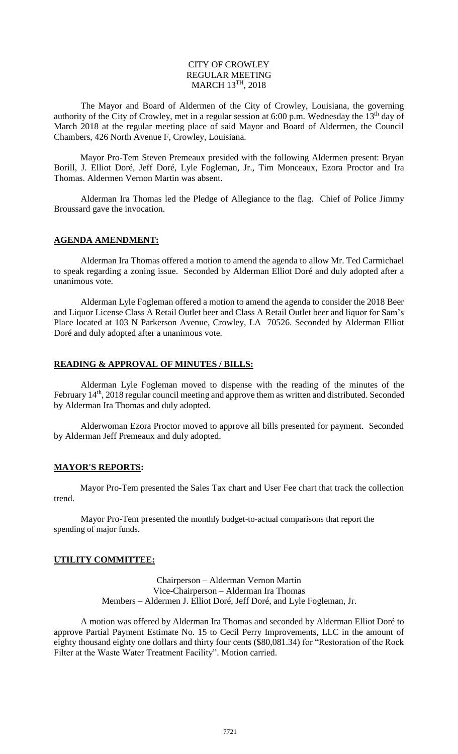CITY OF CROWLEY
REGULAR MEETING
MARCH 13TH, 2018

The Mayor and Board of Aldermen of the City of Crowley, Louisiana, the governing authority of the City of Crowley, met in a regular session at 6:00 p.m. Wednesday the 13th day of March 2018 at the regular meeting place of said Mayor and Board of Aldermen, the Council Chambers, 426 North Avenue F, Crowley, Louisiana.

Mayor Pro-Tem Steven Premeaux presided with the following Aldermen present: Bryan Borill, J. Elliot Doré, Jeff Doré, Lyle Fogleman, Jr., Tim Monceaux, Ezora Proctor and Ira Thomas. Aldermen Vernon Martin was absent.

Alderman Ira Thomas led the Pledge of Allegiance to the flag. Chief of Police Jimmy Broussard gave the invocation.

## AGENDA AMENDMENT:

Alderman Ira Thomas offered a motion to amend the agenda to allow Mr. Ted Carmichael to speak regarding a zoning issue. Seconded by Alderman Elliot Doré and duly adopted after a unanimous vote.

Alderman Lyle Fogleman offered a motion to amend the agenda to consider the 2018 Beer and Liquor License Class A Retail Outlet beer and Class A Retail Outlet beer and liquor for Sam's Place located at 103 N Parkerson Avenue, Crowley, LA 70526. Seconded by Alderman Elliot Doré and duly adopted after a unanimous vote.

## READING & APPROVAL OF MINUTES / BILLS:

Alderman Lyle Fogleman moved to dispense with the reading of the minutes of the February 14th, 2018 regular council meeting and approve them as written and distributed. Seconded by Alderman Ira Thomas and duly adopted.

Alderwoman Ezora Proctor moved to approve all bills presented for payment. Seconded by Alderman Jeff Premeaux and duly adopted.

## MAYOR'S REPORTS:

Mayor Pro-Tem presented the Sales Tax chart and User Fee chart that track the collection trend.

Mayor Pro-Tem presented the monthly budget-to-actual comparisons that report the spending of major funds.

## UTILITY COMMITTEE:

Chairperson – Alderman Vernon Martin
Vice-Chairperson – Alderman Ira Thomas
Members – Aldermen J. Elliot Doré, Jeff Doré, and Lyle Fogleman, Jr.

A motion was offered by Alderman Ira Thomas and seconded by Alderman Elliot Doré to approve Partial Payment Estimate No. 15 to Cecil Perry Improvements, LLC in the amount of eighty thousand eighty one dollars and thirty four cents ($80,081.34) for "Restoration of the Rock Filter at the Waste Water Treatment Facility". Motion carried.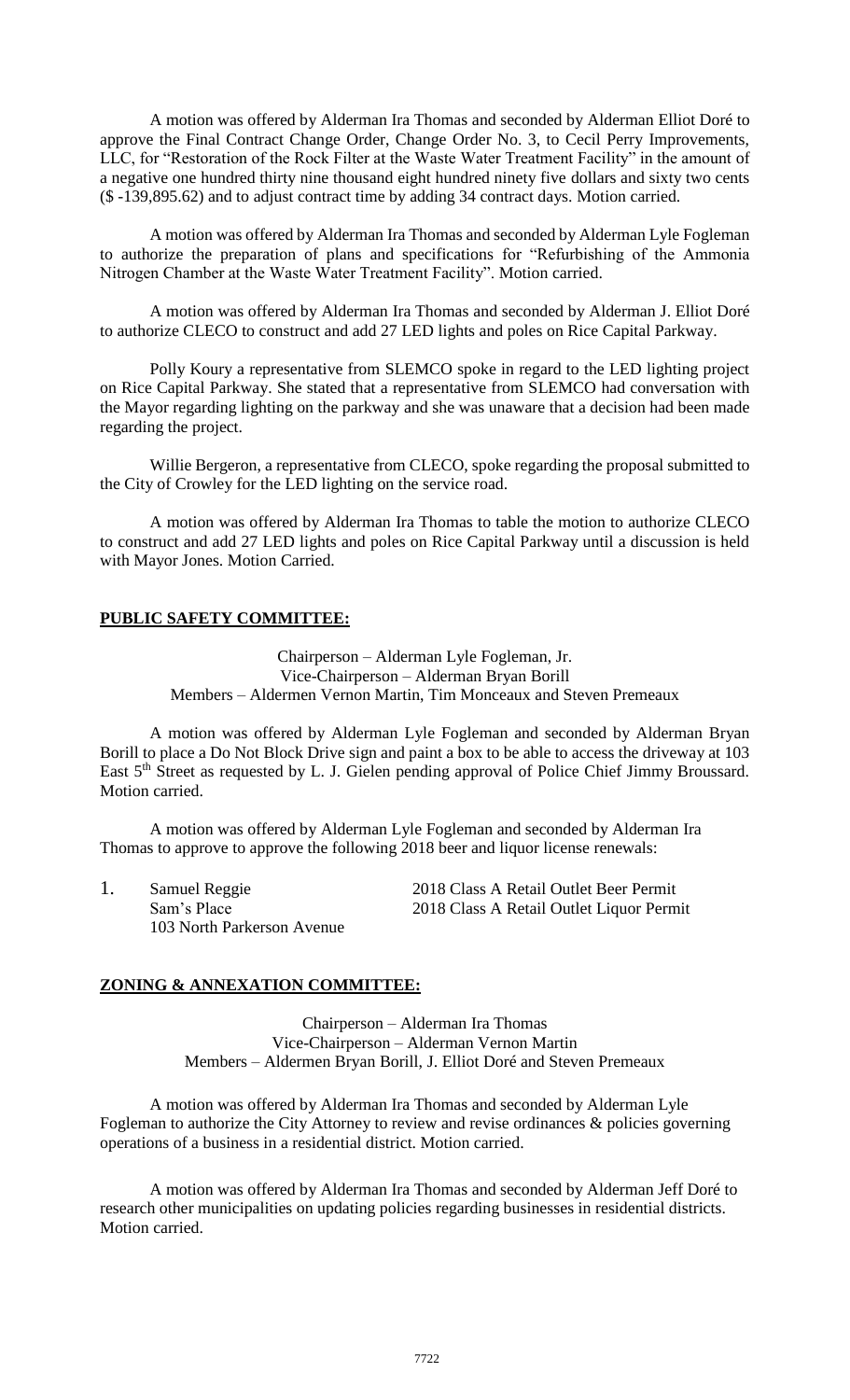A motion was offered by Alderman Ira Thomas and seconded by Alderman Elliot Doré to approve the Final Contract Change Order, Change Order No. 3, to Cecil Perry Improvements, LLC, for "Restoration of the Rock Filter at the Waste Water Treatment Facility" in the amount of a negative one hundred thirty nine thousand eight hundred ninety five dollars and sixty two cents ($ -139,895.62) and to adjust contract time by adding 34 contract days. Motion carried.

A motion was offered by Alderman Ira Thomas and seconded by Alderman Lyle Fogleman to authorize the preparation of plans and specifications for "Refurbishing of the Ammonia Nitrogen Chamber at the Waste Water Treatment Facility". Motion carried.

A motion was offered by Alderman Ira Thomas and seconded by Alderman J. Elliot Doré to authorize CLECO to construct and add 27 LED lights and poles on Rice Capital Parkway.

Polly Koury a representative from SLEMCO spoke in regard to the LED lighting project on Rice Capital Parkway. She stated that a representative from SLEMCO had conversation with the Mayor regarding lighting on the parkway and she was unaware that a decision had been made regarding the project.

Willie Bergeron, a representative from CLECO, spoke regarding the proposal submitted to the City of Crowley for the LED lighting on the service road.

A motion was offered by Alderman Ira Thomas to table the motion to authorize CLECO to construct and add 27 LED lights and poles on Rice Capital Parkway until a discussion is held with Mayor Jones. Motion Carried.

## PUBLIC SAFETY COMMITTEE:

Chairperson – Alderman Lyle Fogleman, Jr.
Vice-Chairperson – Alderman Bryan Borill
Members – Aldermen Vernon Martin, Tim Monceaux and Steven Premeaux

A motion was offered by Alderman Lyle Fogleman and seconded by Alderman Bryan Borill to place a Do Not Block Drive sign and paint a box to be able to access the driveway at 103 East 5th Street as requested by L. J. Gielen pending approval of Police Chief Jimmy Broussard. Motion carried.

A motion was offered by Alderman Lyle Fogleman and seconded by Alderman Ira Thomas to approve to approve the following 2018 beer and liquor license renewals:

1. Samuel Reggie — 2018 Class A Retail Outlet Beer Permit
   Sam's Place — 2018 Class A Retail Outlet Liquor Permit
   103 North Parkerson Avenue

## ZONING & ANNEXATION COMMITTEE:

Chairperson – Alderman Ira Thomas
Vice-Chairperson – Alderman Vernon Martin
Members – Aldermen Bryan Borill, J. Elliot Doré and Steven Premeaux

A motion was offered by Alderman Ira Thomas and seconded by Alderman Lyle Fogleman to authorize the City Attorney to review and revise ordinances & policies governing operations of a business in a residential district. Motion carried.

A motion was offered by Alderman Ira Thomas and seconded by Alderman Jeff Doré to research other municipalities on updating policies regarding businesses in residential districts. Motion carried.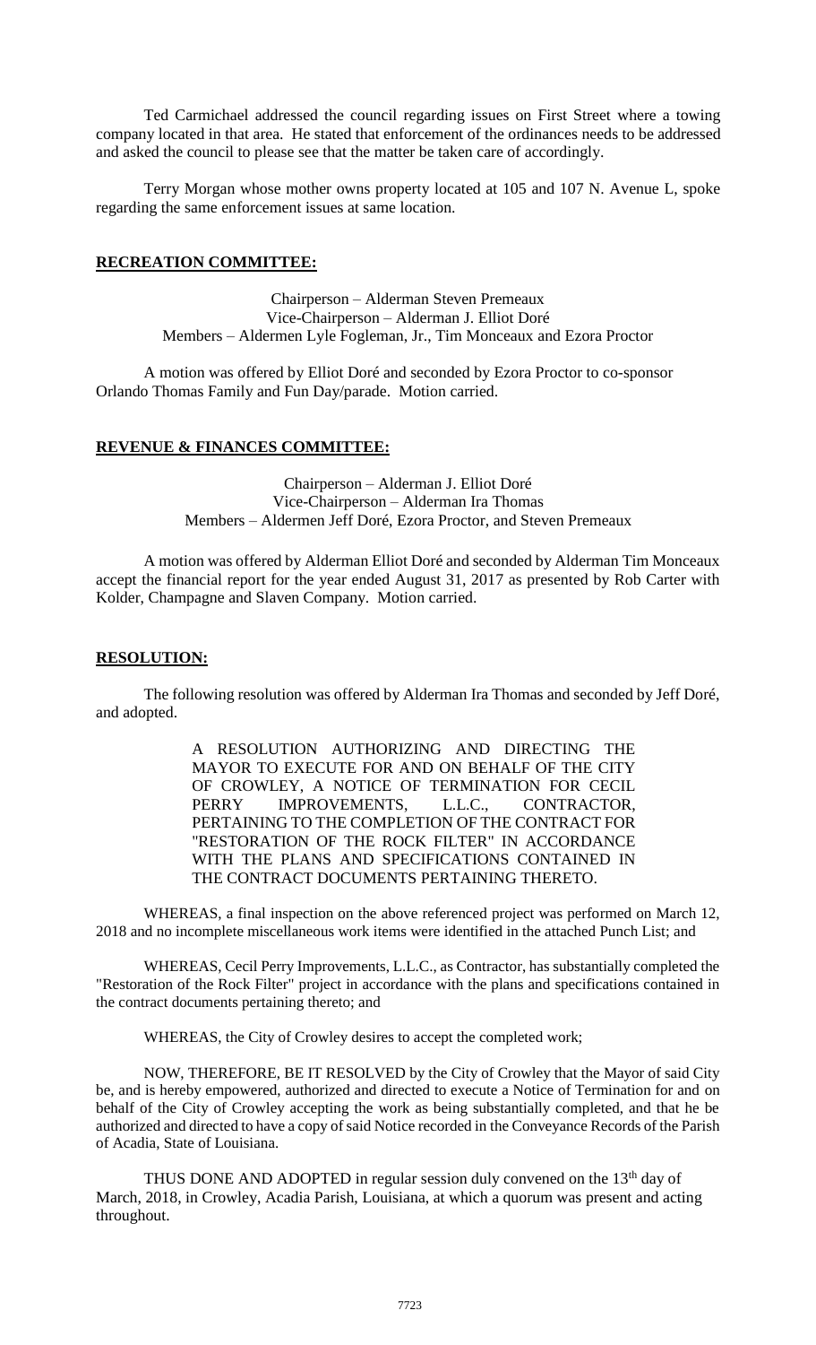Ted Carmichael addressed the council regarding issues on First Street where a towing company located in that area. He stated that enforcement of the ordinances needs to be addressed and asked the council to please see that the matter be taken care of accordingly.

Terry Morgan whose mother owns property located at 105 and 107 N. Avenue L, spoke regarding the same enforcement issues at same location.

**RECREATION COMMITTEE:**

Chairperson – Alderman Steven Premeaux
Vice-Chairperson – Alderman J. Elliot Doré
Members – Aldermen Lyle Fogleman, Jr., Tim Monceaux and Ezora Proctor

A motion was offered by Elliot Doré and seconded by Ezora Proctor to co-sponsor Orlando Thomas Family and Fun Day/parade. Motion carried.

**REVENUE & FINANCES COMMITTEE:**

Chairperson – Alderman J. Elliot Doré
Vice-Chairperson – Alderman Ira Thomas
Members – Aldermen Jeff Doré, Ezora Proctor, and Steven Premeaux

A motion was offered by Alderman Elliot Doré and seconded by Alderman Tim Monceaux accept the financial report for the year ended August 31, 2017 as presented by Rob Carter with Kolder, Champagne and Slaven Company. Motion carried.

**RESOLUTION:**

The following resolution was offered by Alderman Ira Thomas and seconded by Jeff Doré, and adopted.

A RESOLUTION AUTHORIZING AND DIRECTING THE MAYOR TO EXECUTE FOR AND ON BEHALF OF THE CITY OF CROWLEY, A NOTICE OF TERMINATION FOR CECIL PERRY IMPROVEMENTS, L.L.C., CONTRACTOR, PERTAINING TO THE COMPLETION OF THE CONTRACT FOR "RESTORATION OF THE ROCK FILTER" IN ACCORDANCE WITH THE PLANS AND SPECIFICATIONS CONTAINED IN THE CONTRACT DOCUMENTS PERTAINING THERETO.

WHEREAS, a final inspection on the above referenced project was performed on March 12, 2018 and no incomplete miscellaneous work items were identified in the attached Punch List; and

WHEREAS, Cecil Perry Improvements, L.L.C., as Contractor, has substantially completed the "Restoration of the Rock Filter" project in accordance with the plans and specifications contained in the contract documents pertaining thereto; and

WHEREAS, the City of Crowley desires to accept the completed work;

NOW, THEREFORE, BE IT RESOLVED by the City of Crowley that the Mayor of said City be, and is hereby empowered, authorized and directed to execute a Notice of Termination for and on behalf of the City of Crowley accepting the work as being substantially completed, and that he be authorized and directed to have a copy of said Notice recorded in the Conveyance Records of the Parish of Acadia, State of Louisiana.

THUS DONE AND ADOPTED in regular session duly convened on the 13th day of March, 2018, in Crowley, Acadia Parish, Louisiana, at which a quorum was present and acting throughout.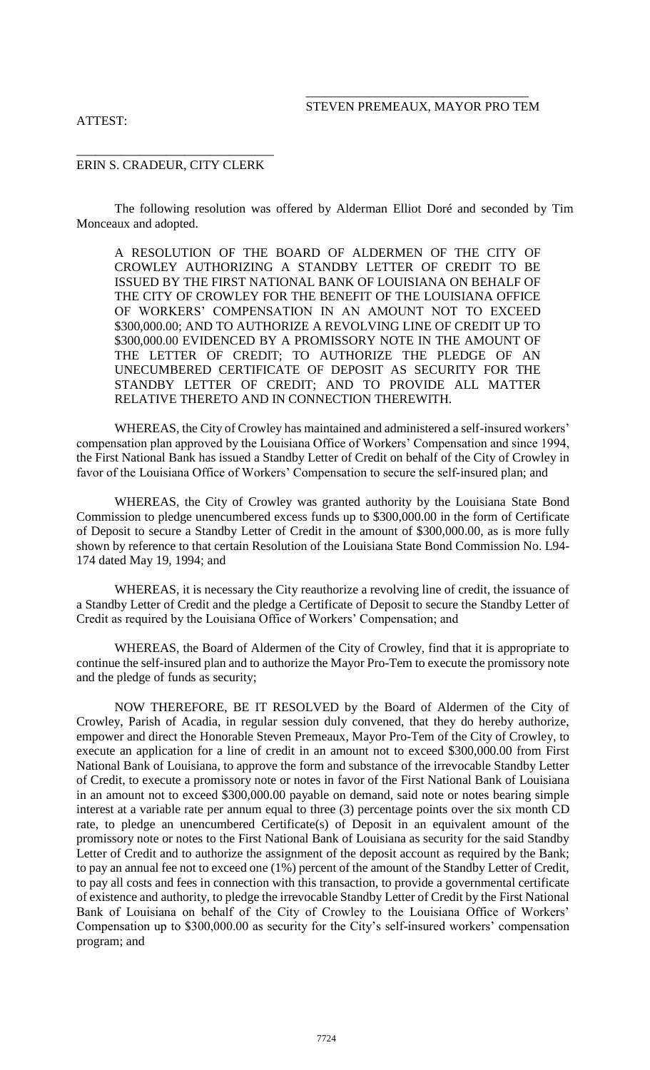\_\_\_\_\_\_\_\_\_\_\_\_\_\_\_\_\_\_\_\_\_\_\_\_\_\_\_\_\_\_\_\_\_\_
STEVEN PREMEAUX, MAYOR PRO TEM

ATTEST:

\_\_\_\_\_\_\_\_\_\_\_\_\_\_\_\_\_\_\_\_\_\_\_\_\_\_\_\_\_\_\_\_
ERIN S. CRADEUR, CITY CLERK

The following resolution was offered by Alderman Elliot Doré and seconded by Tim Monceaux and adopted.

A RESOLUTION OF THE BOARD OF ALDERMEN OF THE CITY OF CROWLEY AUTHORIZING A STANDBY LETTER OF CREDIT TO BE ISSUED BY THE FIRST NATIONAL BANK OF LOUISIANA ON BEHALF OF THE CITY OF CROWLEY FOR THE BENEFIT OF THE LOUISIANA OFFICE OF WORKERS' COMPENSATION IN AN AMOUNT NOT TO EXCEED $300,000.00; AND TO AUTHORIZE A REVOLVING LINE OF CREDIT UP TO $300,000.00 EVIDENCED BY A PROMISSORY NOTE IN THE AMOUNT OF THE LETTER OF CREDIT; TO AUTHORIZE THE PLEDGE OF AN UNECUMBERED CERTIFICATE OF DEPOSIT AS SECURITY FOR THE STANDBY LETTER OF CREDIT; AND TO PROVIDE ALL MATTER RELATIVE THERETO AND IN CONNECTION THEREWITH.

WHEREAS, the City of Crowley has maintained and administered a self-insured workers' compensation plan approved by the Louisiana Office of Workers' Compensation and since 1994, the First National Bank has issued a Standby Letter of Credit on behalf of the City of Crowley in favor of the Louisiana Office of Workers' Compensation to secure the self-insured plan; and

WHEREAS, the City of Crowley was granted authority by the Louisiana State Bond Commission to pledge unencumbered excess funds up to $300,000.00 in the form of Certificate of Deposit to secure a Standby Letter of Credit in the amount of $300,000.00, as is more fully shown by reference to that certain Resolution of the Louisiana State Bond Commission No. L94-174 dated May 19, 1994; and

WHEREAS, it is necessary the City reauthorize a revolving line of credit, the issuance of a Standby Letter of Credit and the pledge a Certificate of Deposit to secure the Standby Letter of Credit as required by the Louisiana Office of Workers' Compensation; and

WHEREAS, the Board of Aldermen of the City of Crowley, find that it is appropriate to continue the self-insured plan and to authorize the Mayor Pro-Tem to execute the promissory note and the pledge of funds as security;

NOW THEREFORE, BE IT RESOLVED by the Board of Aldermen of the City of Crowley, Parish of Acadia, in regular session duly convened, that they do hereby authorize, empower and direct the Honorable Steven Premeaux, Mayor Pro-Tem of the City of Crowley, to execute an application for a line of credit in an amount not to exceed $300,000.00 from First National Bank of Louisiana, to approve the form and substance of the irrevocable Standby Letter of Credit, to execute a promissory note or notes in favor of the First National Bank of Louisiana in an amount not to exceed $300,000.00 payable on demand, said note or notes bearing simple interest at a variable rate per annum equal to three (3) percentage points over the six month CD rate, to pledge an unencumbered Certificate(s) of Deposit in an equivalent amount of the promissory note or notes to the First National Bank of Louisiana as security for the said Standby Letter of Credit and to authorize the assignment of the deposit account as required by the Bank; to pay an annual fee not to exceed one (1%) percent of the amount of the Standby Letter of Credit, to pay all costs and fees in connection with this transaction, to provide a governmental certificate of existence and authority, to pledge the irrevocable Standby Letter of Credit by the First National Bank of Louisiana on behalf of the City of Crowley to the Louisiana Office of Workers' Compensation up to $300,000.00 as security for the City's self-insured workers' compensation program; and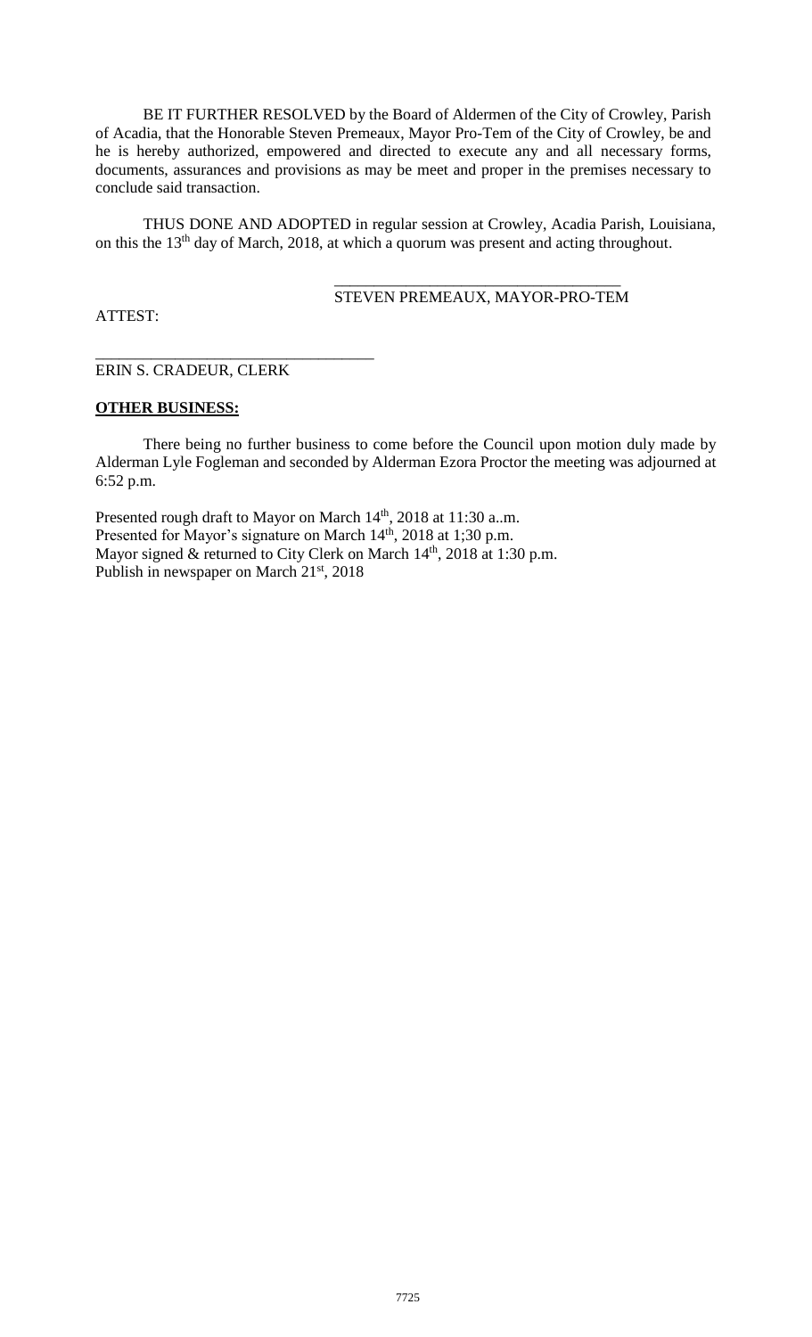BE IT FURTHER RESOLVED by the Board of Aldermen of the City of Crowley, Parish of Acadia, that the Honorable Steven Premeaux, Mayor Pro-Tem of the City of Crowley, be and he is hereby authorized, empowered and directed to execute any and all necessary forms, documents, assurances and provisions as may be meet and proper in the premises necessary to conclude said transaction.

THUS DONE AND ADOPTED in regular session at Crowley, Acadia Parish, Louisiana, on this the 13th day of March, 2018, at which a quorum was present and acting throughout.

\_\_\_\_\_\_\_\_\_\_\_\_\_\_\_\_\_\_\_\_\_\_\_\_\_\_\_\_\_\_\_\_\_\_\_\_

STEVEN PREMEAUX, MAYOR-PRO-TEM

ATTEST:

\_\_\_\_\_\_\_\_\_\_\_\_\_\_\_\_\_\_\_\_\_\_\_\_\_\_\_\_\_\_\_\_\_\_\_\_

ERIN S. CRADEUR, CLERK

**OTHER BUSINESS:**

There being no further business to come before the Council upon motion duly made by Alderman Lyle Fogleman and seconded by Alderman Ezora Proctor the meeting was adjourned at 6:52 p.m.

Presented rough draft to Mayor on March 14th, 2018 at 11:30 a..m.
Presented for Mayor's signature on March 14th, 2018 at 1;30 p.m.
Mayor signed & returned to City Clerk on March 14th, 2018 at 1:30 p.m.
Publish in newspaper on March 21st, 2018